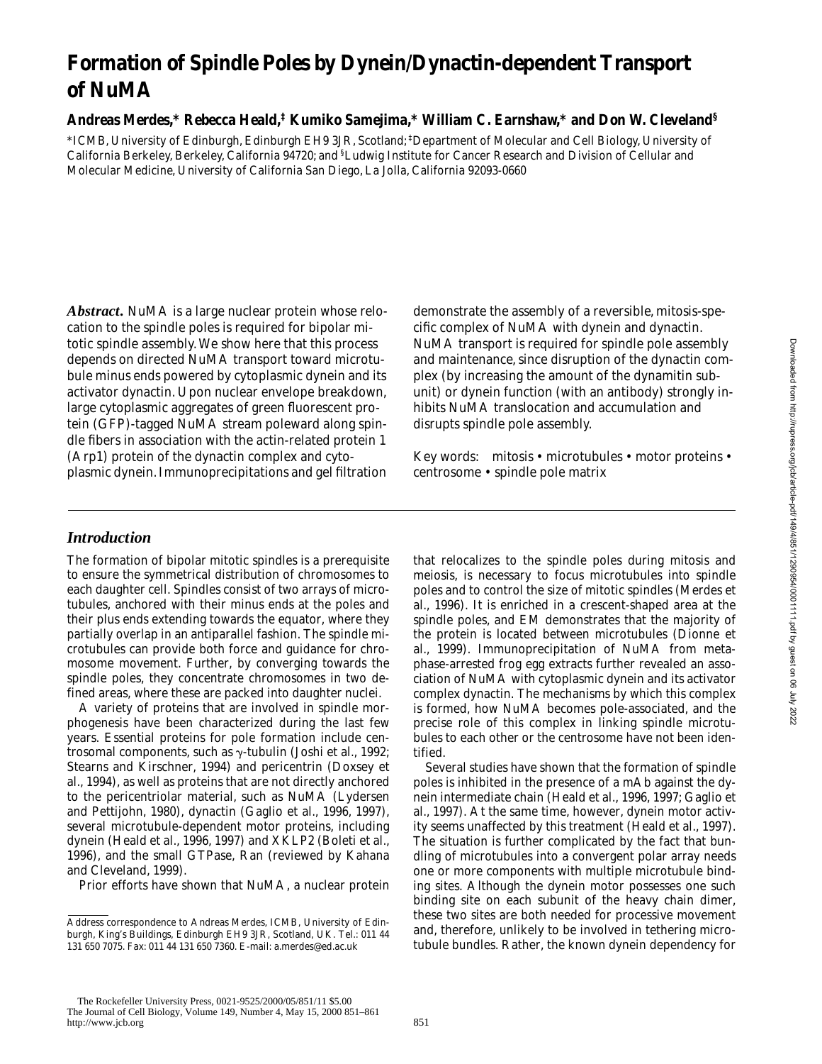# Formation of Spindle Poles by Dynein/Dynactin-dependent Transport of NuMA

**Andreas Merdes,* Rebecca Heald,‡ Kumiko Samejima,* William C. Earnshaw,* and Don W. Cleveland§**

*ICMB, University of Edinburgh, Edinburgh EH9 3JR, Scotland; ‡Department of Molecular and Cell Biology, University of California Berkeley, Berkeley, California 94720; and §Ludwig Institute for Cancer Research and Division of Cellular and Molecular Medicine, University of California San Diego, La Jolla, California 92093-0660

***Abstract.*** NuMA is a large nuclear protein whose relocation to the spindle poles is required for bipolar mitotic spindle assembly. We show here that this process depends on directed NuMA transport toward microtubule minus ends powered by cytoplasmic dynein and its activator dynactin. Upon nuclear envelope breakdown, large cytoplasmic aggregates of green fluorescent protein (GFP)-tagged NuMA stream poleward along spindle fibers in association with the actin-related protein 1 (Arp1) protein of the dynactin complex and cytoplasmic dynein. Immunoprecipitations and gel filtration demonstrate the assembly of a reversible, mitosis-specific complex of NuMA with dynein and dynactin. NuMA transport is required for spindle pole assembly and maintenance, since disruption of the dynactin complex (by increasing the amount of the dynamitin subunit) or dynein function (with an antibody) strongly inhibits NuMA translocation and accumulation and disrupts spindle pole assembly.

Key words: mitosis • microtubules • motor proteins • centrosome • spindle pole matrix

## *Introduction*

The formation of bipolar mitotic spindles is a prerequisite to ensure the symmetrical distribution of chromosomes to each daughter cell. Spindles consist of two arrays of microtubules, anchored with their minus ends at the poles and their plus ends extending towards the equator, where they partially overlap in an antiparallel fashion. The spindle microtubules can provide both force and guidance for chromosome movement. Further, by converging towards the spindle poles, they concentrate chromosomes in two defined areas, where these are packed into daughter nuclei.

A variety of proteins that are involved in spindle morphogenesis have been characterized during the last few years. Essential proteins for pole formation include centrosomal components, such as γ-tubulin (Joshi et al., 1992; Stearns and Kirschner, 1994) and pericentrin (Doxsey et al., 1994), as well as proteins that are not directly anchored to the pericentriolar material, such as NuMA (Lydersen and Pettijohn, 1980), dynactin (Gaglio et al., 1996, 1997), several microtubule-dependent motor proteins, including dynein (Heald et al., 1996, 1997) and XKLP2 (Boleti et al., 1996), and the small GTPase, Ran (reviewed by Kahana and Cleveland, 1999).

Prior efforts have shown that NuMA, a nuclear protein that relocalizes to the spindle poles during mitosis and meiosis, is necessary to focus microtubules into spindle poles and to control the size of mitotic spindles (Merdes et al., 1996). It is enriched in a crescent-shaped area at the spindle poles, and EM demonstrates that the majority of the protein is located between microtubules (Dionne et al., 1999). Immunoprecipitation of NuMA from metaphase-arrested frog egg extracts further revealed an association of NuMA with cytoplasmic dynein and its activator complex dynactin. The mechanisms by which this complex is formed, how NuMA becomes pole-associated, and the precise role of this complex in linking spindle microtubules to each other or the centrosome have not been identified.

Several studies have shown that the formation of spindle poles is inhibited in the presence of a mAb against the dynein intermediate chain (Heald et al., 1996, 1997; Gaglio et al., 1997). At the same time, however, dynein motor activity seems unaffected by this treatment (Heald et al., 1997). The situation is further complicated by the fact that bundling of microtubules into a convergent polar array needs one or more components with multiple microtubule binding sites. Although the dynein motor possesses one such binding site on each subunit of the heavy chain dimer, these two sites are both needed for processive movement and, therefore, unlikely to be involved in tethering microtubule bundles. Rather, the known dynein dependency for

Address correspondence to Andreas Merdes, ICMB, University of Edinburgh, King's Buildings, Edinburgh EH9 3JR, Scotland, UK. Tel.: 011 44 131 650 7075. Fax: 011 44 131 650 7360. E-mail: a.merdes@ed.ac.uk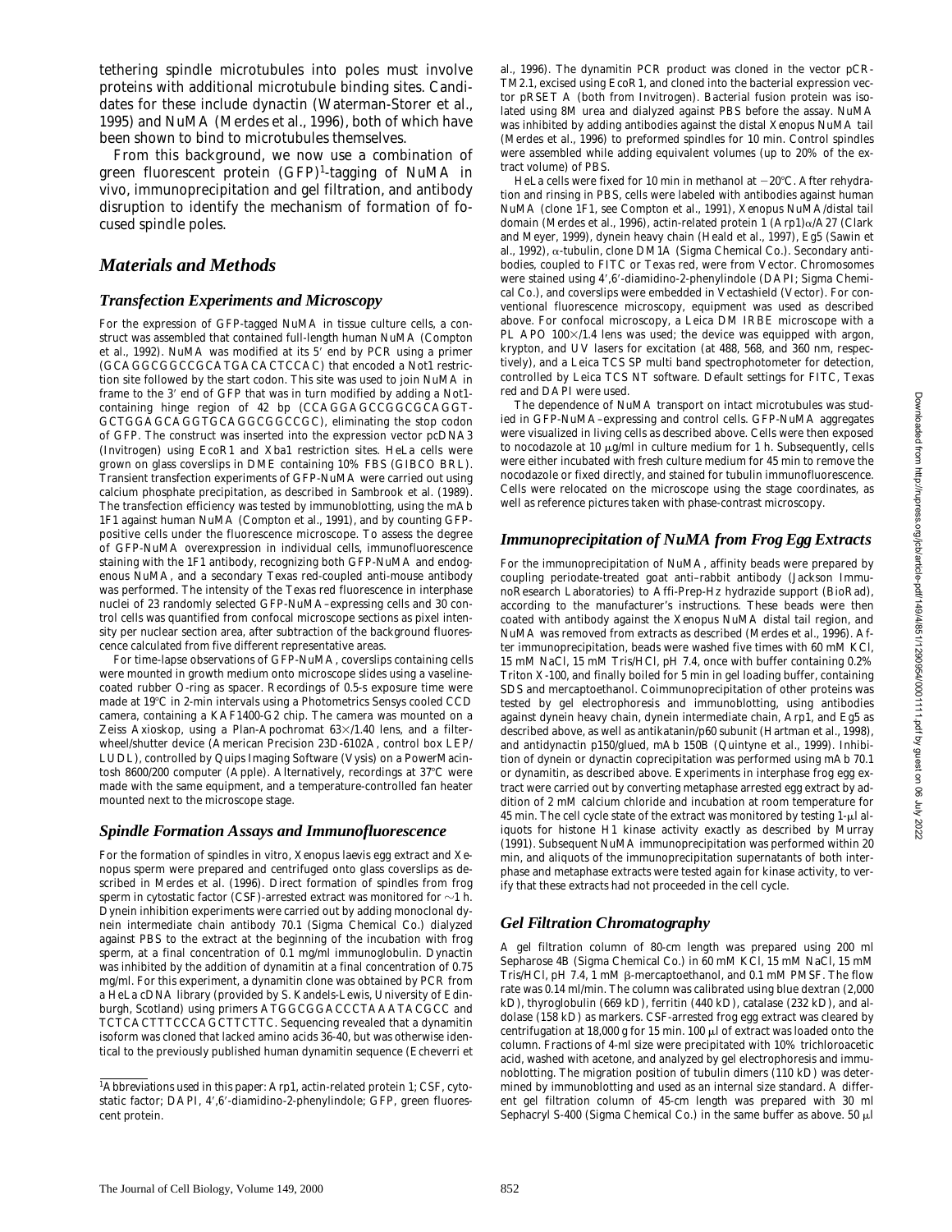tethering spindle microtubules into poles must involve proteins with additional microtubule binding sites. Candidates for these include dynactin (Waterman-Storer et al., 1995) and NuMA (Merdes et al., 1996), both of which have been shown to bind to microtubules themselves.

From this background, we now use a combination of green fluorescent protein (GFP)[1]-tagging of NuMA in vivo, immunoprecipitation and gel filtration, and antibody disruption to identify the mechanism of formation of focused spindle poles.

## Materials and Methods

### Transfection Experiments and Microscopy

For the expression of GFP-tagged NuMA in tissue culture cells, a construct was assembled that contained full-length human NuMA (Compton et al., 1992). NuMA was modified at its 5′ end by PCR using a primer (GCAGGCGGCCGCATGACACTCCAC) that encoded a Not1 restriction site followed by the start codon. This site was used to join NuMA in frame to the 3′ end of GFP that was in turn modified by adding a Not1-containing hinge region of 42 bp (CCAGGAGCCGGCGCAGGT-GCTGGAGCAGGTGCAGGCGGCCGC), eliminating the stop codon of GFP. The construct was inserted into the expression vector pcDNA3 (Invitrogen) using EcoR1 and Xba1 restriction sites. HeLa cells were grown on glass coverslips in DME containing 10% FBS (GIBCO BRL). Transient transfection experiments of GFP-NuMA were carried out using calcium phosphate precipitation, as described in Sambrook et al. (1989). The transfection efficiency was tested by immunoblotting, using the mAb 1F1 against human NuMA (Compton et al., 1991), and by counting GFP-positive cells under the fluorescence microscope. To assess the degree of GFP-NuMA overexpression in individual cells, immunofluorescence staining with the 1F1 antibody, recognizing both GFP-NuMA and endogenous NuMA, and a secondary Texas red-coupled anti-mouse antibody was performed. The intensity of the Texas red fluorescence in interphase nuclei of 23 randomly selected GFP-NuMA–expressing cells and 30 control cells was quantified from confocal microscope sections as pixel intensity per nuclear section area, after subtraction of the background fluorescence calculated from five different representative areas.

For time-lapse observations of GFP-NuMA, coverslips containing cells were mounted in growth medium onto microscope slides using a vaseline-coated rubber O-ring as spacer. Recordings of 0.5-s exposure time were made at 19°C in 2-min intervals using a Photometrics Sensys cooled CCD camera, containing a KAF1400-G2 chip. The camera was mounted on a Zeiss Axioskop, using a Plan-Apochromat 63×/1.40 lens, and a filter-wheel/shutter device (American Precision 23D-6102A, control box LEP/LUDL), controlled by Quips Imaging Software (Vysis) on a PowerMacintosh 8600/200 computer (Apple). Alternatively, recordings at 37°C were made with the same equipment, and a temperature-controlled fan heater mounted next to the microscope stage.

### Spindle Formation Assays and Immunofluorescence

For the formation of spindles in vitro, Xenopus laevis egg extract and Xenopus sperm were prepared and centrifuged onto glass coverslips as described in Merdes et al. (1996). Direct formation of spindles from frog sperm in cytostatic factor (CSF)-arrested extract was monitored for ~1 h. Dynein inhibition experiments were carried out by adding monoclonal dynein intermediate chain antibody 70.1 (Sigma Chemical Co.) dialyzed against PBS to the extract at the beginning of the incubation with frog sperm, at a final concentration of 0.1 mg/ml immunoglobulin. Dynactin was inhibited by the addition of dynamitin at a final concentration of 0.75 mg/ml. For this experiment, a dynamitin clone was obtained by PCR from a HeLa cDNA library (provided by S. Kandels-Lewis, University of Edinburgh, Scotland) using primers ATGGCGGACCCTAAATACGCC and TCTCACTTTCCCAGCTTCTTC. Sequencing revealed that a dynamitin isoform was cloned that lacked amino acids 36-40, but was otherwise identical to the previously published human dynamitin sequence (Echeverri et al., 1996). The dynamitin PCR product was cloned in the vector pCR-TM2.1, excised using EcoR1, and cloned into the bacterial expression vector pRSET A (both from Invitrogen). Bacterial fusion protein was isolated using 8M urea and dialyzed against PBS before the assay. NuMA was inhibited by adding antibodies against the distal Xenopus NuMA tail (Merdes et al., 1996) to preformed spindles for 10 min. Control spindles were assembled while adding equivalent volumes (up to 20% of the extract volume) of PBS.

HeLa cells were fixed for 10 min in methanol at −20°C. After rehydration and rinsing in PBS, cells were labeled with antibodies against human NuMA (clone 1F1, see Compton et al., 1991), Xenopus NuMA/distal tail domain (Merdes et al., 1996), actin-related protein 1 (Arp1)α/A27 (Clark and Meyer, 1999), dynein heavy chain (Heald et al., 1997), Eg5 (Sawin et al., 1992), α-tubulin, clone DM1A (Sigma Chemical Co.). Secondary antibodies, coupled to FITC or Texas red, were from Vector. Chromosomes were stained using 4′,6′-diamidino-2-phenylindole (DAPI; Sigma Chemical Co.), and coverslips were embedded in Vectashield (Vector). For conventional fluorescence microscopy, equipment was used as described above. For confocal microscopy, a Leica DM IRBE microscope with a PL APO 100×/1.4 lens was used; the device was equipped with argon, krypton, and UV lasers for excitation (at 488, 568, and 360 nm, respectively), and a Leica TCS SP multi band spectrophotometer for detection, controlled by Leica TCS NT software. Default settings for FITC, Texas red and DAPI were used.

The dependence of NuMA transport on intact microtubules was studied in GFP-NuMA–expressing and control cells. GFP-NuMA aggregates were visualized in living cells as described above. Cells were then exposed to nocodazole at 10 μg/ml in culture medium for 1 h. Subsequently, cells were either incubated with fresh culture medium for 45 min to remove the nocodazole or fixed directly, and stained for tubulin immunofluorescence. Cells were relocated on the microscope using the stage coordinates, as well as reference pictures taken with phase-contrast microscopy.

### Immunoprecipitation of NuMA from Frog Egg Extracts

For the immunoprecipitation of NuMA, affinity beads were prepared by coupling periodate-treated goat anti–rabbit antibody (Jackson ImmunoResearch Laboratories) to Affi-Prep-Hz hydrazide support (BioRad), according to the manufacturer's instructions. These beads were then coated with antibody against the Xenopus NuMA distal tail region, and NuMA was removed from extracts as described (Merdes et al., 1996). After immunoprecipitation, beads were washed five times with 60 mM KCl, 15 mM NaCl, 15 mM Tris/HCl, pH 7.4, once with buffer containing 0.2% Triton X-100, and finally boiled for 5 min in gel loading buffer, containing SDS and mercaptoethanol. Coimmunoprecipitation of other proteins was tested by gel electrophoresis and immunoblotting, using antibodies against dynein heavy chain, dynein intermediate chain, Arp1, and Eg5 as described above, as well as antikatanin/p60 subunit (Hartman et al., 1998), and antidynactin p150/glued, mAb 150B (Quintyne et al., 1999). Inhibition of dynein or dynactin coprecipitation was performed using mAb 70.1 or dynamitin, as described above. Experiments in interphase frog egg extract were carried out by converting metaphase arrested egg extract by addition of 2 mM calcium chloride and incubation at room temperature for 45 min. The cell cycle state of the extract was monitored by testing 1-μl aliquots for histone H1 kinase activity exactly as described by Murray (1991). Subsequent NuMA immunoprecipitation was performed within 20 min, and aliquots of the immunoprecipitation supernatants of both interphase and metaphase extracts were tested again for kinase activity, to verify that these extracts had not proceeded in the cell cycle.

### Gel Filtration Chromatography

A gel filtration column of 80-cm length was prepared using 200 ml Sepharose 4B (Sigma Chemical Co.) in 60 mM KCl, 15 mM NaCl, 15 mM Tris/HCl, pH 7.4, 1 mM β-mercaptoethanol, and 0.1 mM PMSF. The flow rate was 0.14 ml/min. The column was calibrated using blue dextran (2,000 kD), thyroglobulin (669 kD), ferritin (440 kD), catalase (232 kD), and aldolase (158 kD) as markers. CSF-arrested frog egg extract was cleared by centrifugation at 18,000 g for 15 min. 100 μl of extract was loaded onto the column. Fractions of 4-ml size were precipitated with 10% trichloroacetic acid, washed with acetone, and analyzed by gel electrophoresis and immunoblotting. The migration position of tubulin dimers (110 kD) was determined by immunoblotting and used as an internal size standard. A different gel filtration column of 45-cm length was prepared with 30 ml Sephacryl S-400 (Sigma Chemical Co.) in the same buffer as above. 50 μl

[1]Abbreviations used in this paper: Arp1, actin-related protein 1; CSF, cytostatic factor; DAPI, 4′,6′-diamidino-2-phenylindole; GFP, green fluorescent protein.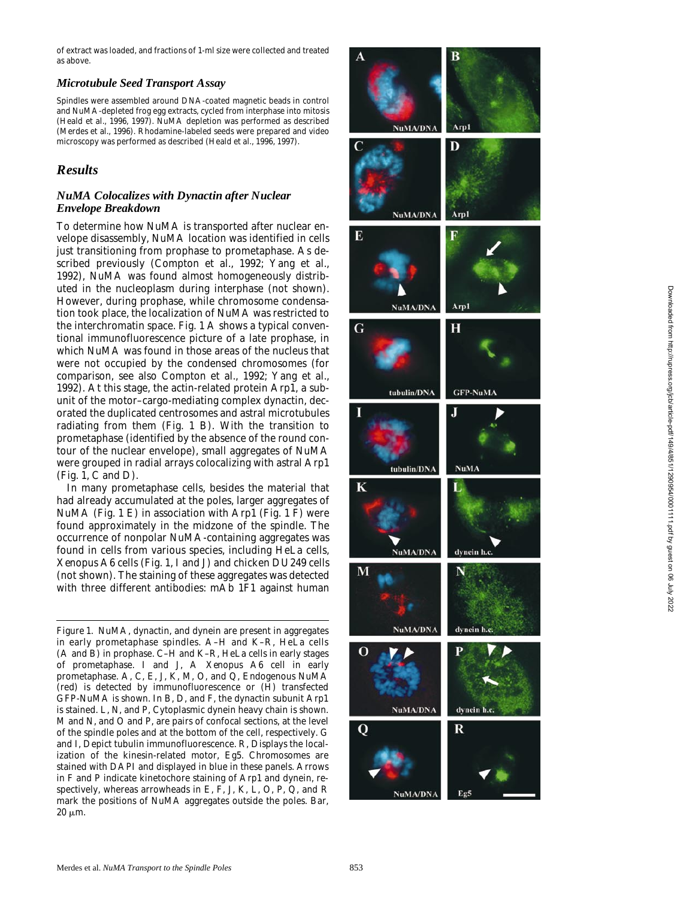of extract was loaded, and fractions of 1-ml size were collected and treated as above.

### *Microtubule Seed Transport Assay*

Spindles were assembled around DNA-coated magnetic beads in control and NuMA-depleted frog egg extracts, cycled from interphase into mitosis (Heald et al., 1996, 1997). NuMA depletion was performed as described (Merdes et al., 1996). Rhodamine-labeled seeds were prepared and video microscopy was performed as described (Heald et al., 1996, 1997).

## *Results*

### *NuMA Colocalizes with Dynactin after Nuclear Envelope Breakdown*

To determine how NuMA is transported after nuclear envelope disassembly, NuMA location was identified in cells just transitioning from prophase to prometaphase. As described previously (Compton et al., 1992; Yang et al., 1992), NuMA was found almost homogeneously distributed in the nucleoplasm during interphase (not shown). However, during prophase, while chromosome condensation took place, the localization of NuMA was restricted to the interchromatin space. Fig. 1 A shows a typical conventional immunofluorescence picture of a late prophase, in which NuMA was found in those areas of the nucleus that were not occupied by the condensed chromosomes (for comparison, see also Compton et al., 1992; Yang et al., 1992). At this stage, the actin-related protein Arp1, a subunit of the motor–cargo-mediating complex dynactin, decorated the duplicated centrosomes and astral microtubules radiating from them (Fig. 1 B). With the transition to prometaphase (identified by the absence of the round contour of the nuclear envelope), small aggregates of NuMA were grouped in radial arrays colocalizing with astral Arp1 (Fig. 1, C and D).

In many prometaphase cells, besides the material that had already accumulated at the poles, larger aggregates of NuMA (Fig. 1 E) in association with Arp1 (Fig. 1 F) were found approximately in the midzone of the spindle. The occurrence of nonpolar NuMA-containing aggregates was found in cells from various species, including HeLa cells, Xenopus A6 cells (Fig. 1, I and J) and chicken DU249 cells (not shown). The staining of these aggregates was detected with three different antibodies: mAb 1F1 against human

Figure 1. NuMA, dynactin, and dynein are present in aggregates in early prometaphase spindles. A–H and K–R, HeLa cells (A and B) in prophase. C–H and K–R, HeLa cells in early stages of prometaphase. I and J, A Xenopus A6 cell in early prometaphase. A, C, E, J, K, M, O, and Q, Endogenous NuMA (red) is detected by immunofluorescence or (H) transfected GFP-NuMA is shown. In B, D, and F, the dynactin subunit Arp1 is stained. L, N, and P, Cytoplasmic dynein heavy chain is shown. M and N, and O and P, are pairs of confocal sections, at the level of the spindle poles and at the bottom of the cell, respectively. G and I, Depict tubulin immunofluorescence. R, Displays the localization of the kinesin-related motor, Eg5. Chromosomes are stained with DAPI and displayed in blue in these panels. Arrows in F and P indicate kinetochore staining of Arp1 and dynein, respectively, whereas arrowheads in E, F, J, K, L, O, P, Q, and R mark the positions of NuMA aggregates outside the poles. Bar, 20 μm.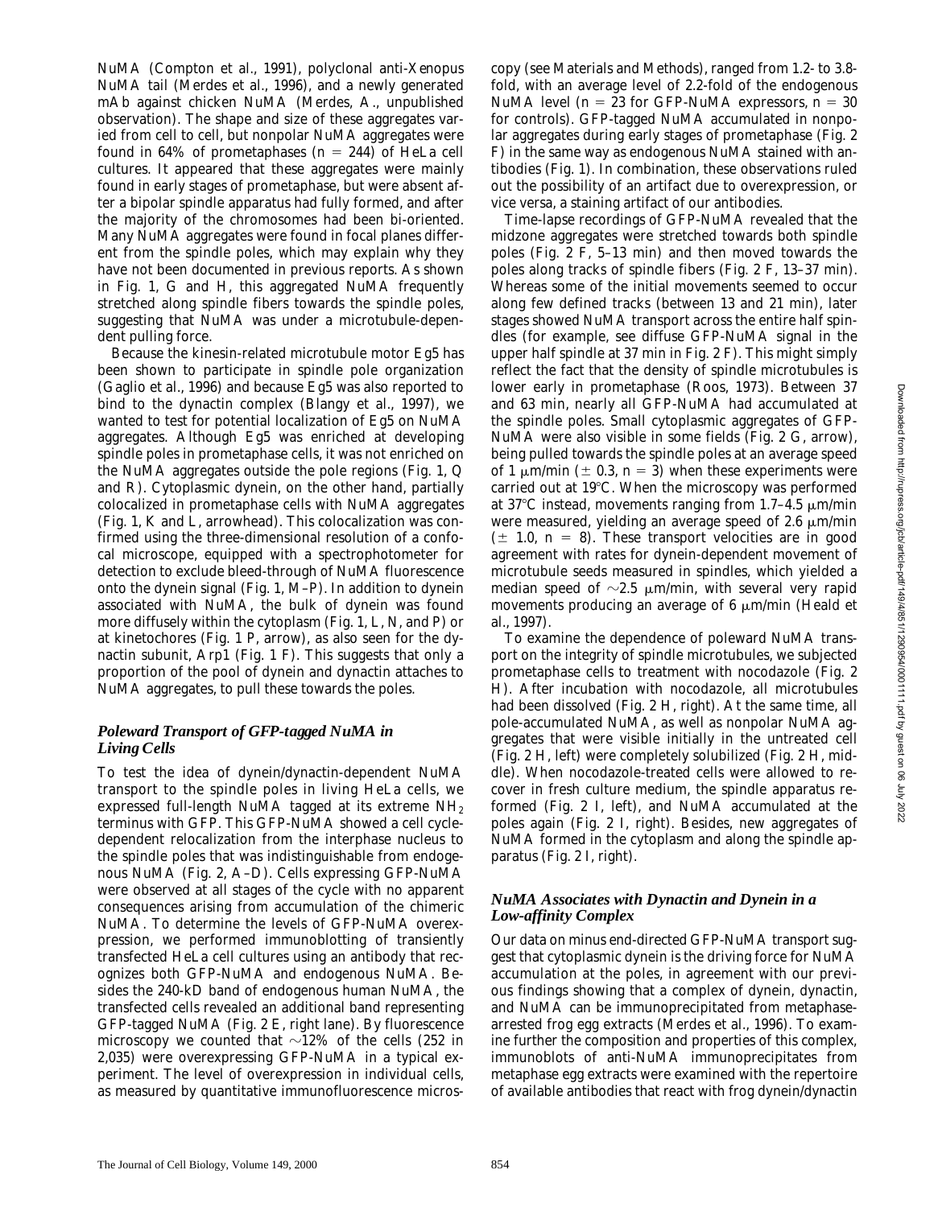NuMA (Compton et al., 1991), polyclonal anti-Xenopus NuMA tail (Merdes et al., 1996), and a newly generated mAb against chicken NuMA (Merdes, A., unpublished observation). The shape and size of these aggregates varied from cell to cell, but nonpolar NuMA aggregates were found in 64% of prometaphases ($n = 244$) of HeLa cell cultures. It appeared that these aggregates were mainly found in early stages of prometaphase, but were absent after a bipolar spindle apparatus had fully formed, and after the majority of the chromosomes had been bi-oriented. Many NuMA aggregates were found in focal planes different from the spindle poles, which may explain why they have not been documented in previous reports. As shown in Fig. 1, G and H, this aggregated NuMA frequently stretched along spindle fibers towards the spindle poles, suggesting that NuMA was under a microtubule-dependent pulling force.

Because the kinesin-related microtubule motor Eg5 has been shown to participate in spindle pole organization (Gaglio et al., 1996) and because Eg5 was also reported to bind to the dynactin complex (Blangy et al., 1997), we wanted to test for potential localization of Eg5 on NuMA aggregates. Although Eg5 was enriched at developing spindle poles in prometaphase cells, it was not enriched on the NuMA aggregates outside the pole regions (Fig. 1, Q and R). Cytoplasmic dynein, on the other hand, partially colocalized in prometaphase cells with NuMA aggregates (Fig. 1, K and L, arrowhead). This colocalization was confirmed using the three-dimensional resolution of a confocal microscope, equipped with a spectrophotometer for detection to exclude bleed-through of NuMA fluorescence onto the dynein signal (Fig. 1, M–P). In addition to dynein associated with NuMA, the bulk of dynein was found more diffusely within the cytoplasm (Fig. 1, L, N, and P) or at kinetochores (Fig. 1 P, arrow), as also seen for the dynactin subunit, Arp1 (Fig. 1 F). This suggests that only a proportion of the pool of dynein and dynactin attaches to NuMA aggregates, to pull these towards the poles.

### *Poleward Transport of GFP-tagged NuMA in Living Cells*

To test the idea of dynein/dynactin-dependent NuMA transport to the spindle poles in living HeLa cells, we expressed full-length NuMA tagged at its extreme $NH_2$ terminus with GFP. This GFP-NuMA showed a cell cycle-dependent relocalization from the interphase nucleus to the spindle poles that was indistinguishable from endogenous NuMA (Fig. 2, A–D). Cells expressing GFP-NuMA were observed at all stages of the cycle with no apparent consequences arising from accumulation of the chimeric NuMA. To determine the levels of GFP-NuMA overexpression, we performed immunoblotting of transiently transfected HeLa cell cultures using an antibody that recognizes both GFP-NuMA and endogenous NuMA. Besides the 240-kD band of endogenous human NuMA, the transfected cells revealed an additional band representing GFP-tagged NuMA (Fig. 2 E, right lane). By fluorescence microscopy we counted that ~12% of the cells (252 in 2,035) were overexpressing GFP-NuMA in a typical experiment. The level of overexpression in individual cells, as measured by quantitative immunofluorescence microscopy (see Materials and Methods), ranged from 1.2- to 3.8-fold, with an average level of 2.2-fold of the endogenous NuMA level ($n = 23$ for GFP-NuMA expressors, $n = 30$ for controls). GFP-tagged NuMA accumulated in nonpolar aggregates during early stages of prometaphase (Fig. 2 F) in the same way as endogenous NuMA stained with antibodies (Fig. 1). In combination, these observations ruled out the possibility of an artifact due to overexpression, or vice versa, a staining artifact of our antibodies.

Time-lapse recordings of GFP-NuMA revealed that the midzone aggregates were stretched towards both spindle poles (Fig. 2 F, 5–13 min) and then moved towards the poles along tracks of spindle fibers (Fig. 2 F, 13–37 min). Whereas some of the initial movements seemed to occur along few defined tracks (between 13 and 21 min), later stages showed NuMA transport across the entire half spindles (for example, see diffuse GFP-NuMA signal in the upper half spindle at 37 min in Fig. 2 F). This might simply reflect the fact that the density of spindle microtubules is lower early in prometaphase (Roos, 1973). Between 37 and 63 min, nearly all GFP-NuMA had accumulated at the spindle poles. Small cytoplasmic aggregates of GFP-NuMA were also visible in some fields (Fig. 2 G, arrow), being pulled towards the spindle poles at an average speed of 1 μm/min (± 0.3, $n = 3$) when these experiments were carried out at 19°C. When the microscopy was performed at 37°C instead, movements ranging from 1.7–4.5 μm/min were measured, yielding an average speed of 2.6 μm/min (± 1.0, $n = 8$). These transport velocities are in good agreement with rates for dynein-dependent movement of microtubule seeds measured in spindles, which yielded a median speed of ~2.5 μm/min, with several very rapid movements producing an average of 6 μm/min (Heald et al., 1997).

To examine the dependence of poleward NuMA transport on the integrity of spindle microtubules, we subjected prometaphase cells to treatment with nocodazole (Fig. 2 H). After incubation with nocodazole, all microtubules had been dissolved (Fig. 2 H, right). At the same time, all pole-accumulated NuMA, as well as nonpolar NuMA aggregates that were visible initially in the untreated cell (Fig. 2 H, left) were completely solubilized (Fig. 2 H, middle). When nocodazole-treated cells were allowed to recover in fresh culture medium, the spindle apparatus reformed (Fig. 2 I, left), and NuMA accumulated at the poles again (Fig. 2 I, right). Besides, new aggregates of NuMA formed in the cytoplasm and along the spindle apparatus (Fig. 2 I, right).

### *NuMA Associates with Dynactin and Dynein in a Low-affinity Complex*

Our data on minus end-directed GFP-NuMA transport suggest that cytoplasmic dynein is the driving force for NuMA accumulation at the poles, in agreement with our previous findings showing that a complex of dynein, dynactin, and NuMA can be immunoprecipitated from metaphase-arrested frog egg extracts (Merdes et al., 1996). To examine further the composition and properties of this complex, immunoblots of anti-NuMA immunoprecipitates from metaphase egg extracts were examined with the repertoire of available antibodies that react with frog dynein/dynactin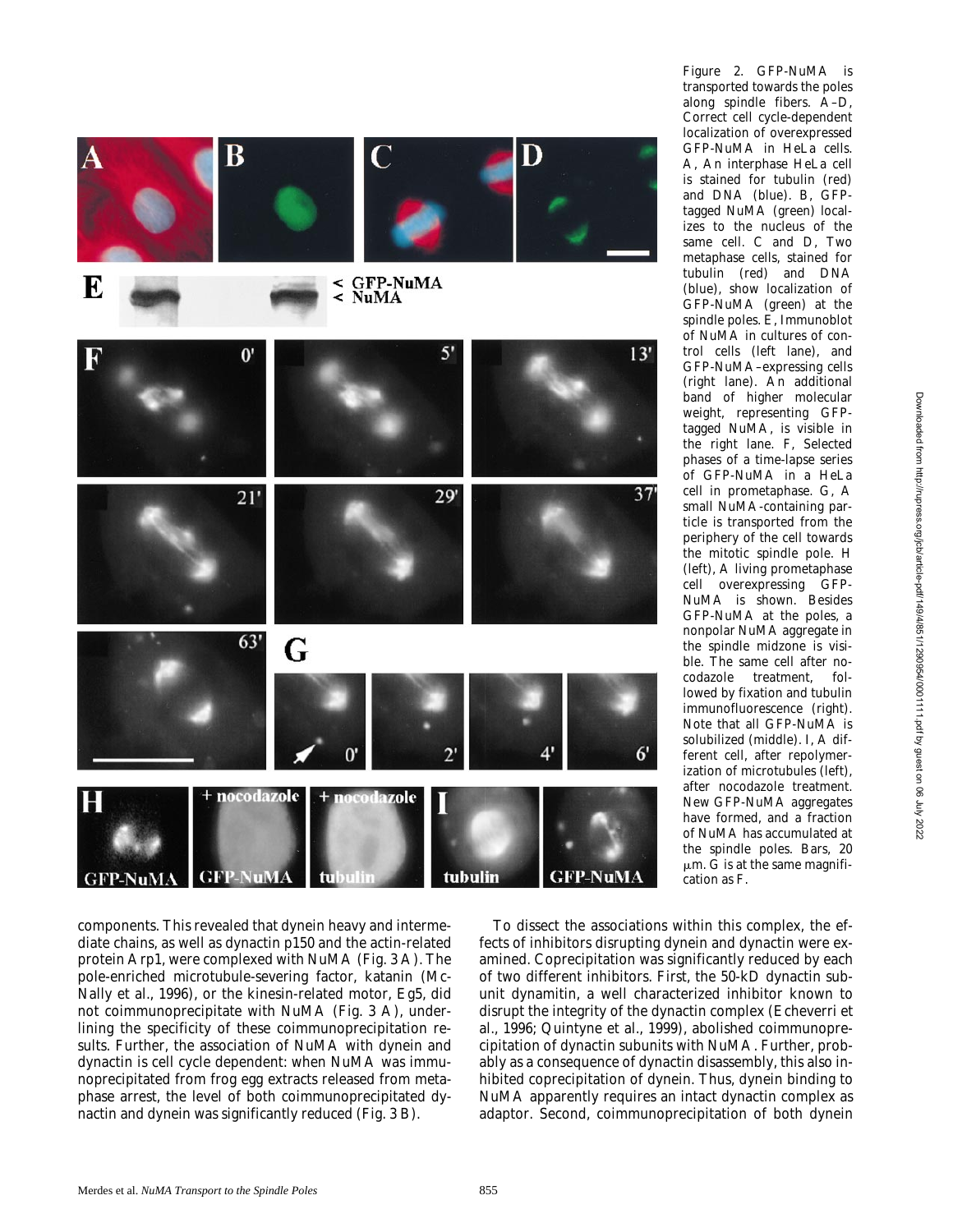Figure 2. GFP-NuMA is transported towards the poles along spindle fibers. A–D, Correct cell cycle-dependent localization of overexpressed GFP-NuMA in HeLa cells. A, An interphase HeLa cell is stained for tubulin (red) and DNA (blue). B, GFP-tagged NuMA (green) localizes to the nucleus of the same cell. C and D, Two metaphase cells, stained for tubulin (red) and DNA (blue), show localization of GFP-NuMA (green) at the spindle poles. E, Immunoblot of NuMA in cultures of control cells (left lane), and GFP-NuMA–expressing cells (right lane). An additional band of higher molecular weight, representing GFP-tagged NuMA, is visible in the right lane. F, Selected phases of a time-lapse series of GFP-NuMA in a HeLa cell in prometaphase. G, A small NuMA-containing particle is transported from the periphery of the cell towards the mitotic spindle pole. H (left), A living prometaphase cell overexpressing GFP-NuMA is shown. Besides GFP-NuMA at the poles, a nonpolar NuMA aggregate in the spindle midzone is visible. The same cell after nocodazole treatment, followed by fixation and tubulin immunofluorescence (right). Note that all GFP-NuMA is solubilized (middle). I, A different cell, after repolymerization of microtubules (left), after nocodazole treatment. New GFP-NuMA aggregates have formed, and a fraction of NuMA has accumulated at the spindle poles. Bars, 20 μm. G is at the same magnification as F.

components. This revealed that dynein heavy and intermediate chains, as well as dynactin p150 and the actin-related protein Arp1, were complexed with NuMA (Fig. 3 A). The pole-enriched microtubule-severing factor, katanin (McNally et al., 1996), or the kinesin-related motor, Eg5, did not coimmunoprecipitate with NuMA (Fig. 3 A), underlining the specificity of these coimmunoprecipitation results. Further, the association of NuMA with dynein and dynactin is cell cycle dependent: when NuMA was immunoprecipitated from frog egg extracts released from metaphase arrest, the level of both coimmunoprecipitated dynactin and dynein was significantly reduced (Fig. 3 B).

To dissect the associations within this complex, the effects of inhibitors disrupting dynein and dynactin were examined. Coprecipitation was significantly reduced by each of two different inhibitors. First, the 50-kD dynactin subunit dynamitin, a well characterized inhibitor known to disrupt the integrity of the dynactin complex (Echeverri et al., 1996; Quintyne et al., 1999), abolished coimmunoprecipitation of dynactin subunits with NuMA. Further, probably as a consequence of dynactin disassembly, this also inhibited coprecipitation of dynein. Thus, dynein binding to NuMA apparently requires an intact dynactin complex as adaptor. Second, coimmunoprecipitation of both dynein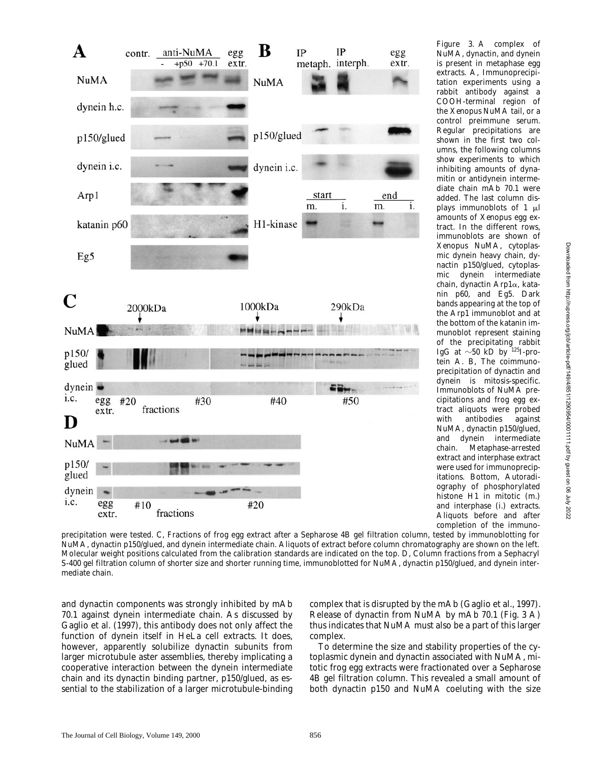Figure 3. A complex of NuMA, dynactin, and dynein is present in metaphase egg extracts. A, Immunoprecipitation experiments using a rabbit antibody against a COOH-terminal region of the Xenopus NuMA tail, or a control preimmune serum. Regular precipitations are shown in the first two columns, the following columns show experiments to which inhibiting amounts of dynamitin or antidynein intermediate chain mAb 70.1 were added. The last column displays immunoblots of 1 μl amounts of Xenopus egg extract. In the different rows, immunoblots are shown of Xenopus NuMA, cytoplasmic dynein heavy chain, dynactin p150/glued, cytoplasmic dynein intermediate chain, dynactin Arp1α, katanin p60, and Eg5. Dark bands appearing at the top of the Arp1 immunoblot and at the bottom of the katanin immunoblot represent staining of the precipitating rabbit IgG at ~50 kD by $^{125}$I-protein A. B, The coimmunoprecipitation of dynactin and dynein is mitosis-specific. Immunoblots of NuMA precipitations and frog egg extract aliquots were probed with antibodies against NuMA, dynactin p150/glued, and dynein intermediate chain. Metaphase-arrested extract and interphase extract were used for immunoprecipitations. Bottom, Autoradiography of phosphorylated histone H1 in mitotic (m.) and interphase (i.) extracts. Aliquots before and after completion of the immunoprecipitation were tested. C, Fractions of frog egg extract after a Sepharose 4B gel filtration column, tested by immunoblotting for NuMA, dynactin p150/glued, and dynein intermediate chain. Aliquots of extract before column chromatography are shown on the left. Molecular weight positions calculated from the calibration standards are indicated on the top. D, Column fractions from a Sephacryl S-400 gel filtration column of shorter size and shorter running time, immunoblotted for NuMA, dynactin p150/glued, and dynein intermediate chain.

and dynactin components was strongly inhibited by mAb 70.1 against dynein intermediate chain. As discussed by Gaglio et al. (1997), this antibody does not only affect the function of dynein itself in HeLa cell extracts. It does, however, apparently solubilize dynactin subunits from larger microtubule aster assemblies, thereby implicating a cooperative interaction between the dynein intermediate chain and its dynactin binding partner, p150/glued, as essential to the stabilization of a larger microtubule-binding complex that is disrupted by the mAb (Gaglio et al., 1997). Release of dynactin from NuMA by mAb 70.1 (Fig. 3 A) thus indicates that NuMA must also be a part of this larger complex.

To determine the size and stability properties of the cytoplasmic dynein and dynactin associated with NuMA, mitotic frog egg extracts were fractionated over a Sepharose 4B gel filtration column. This revealed a small amount of both dynactin p150 and NuMA coeluting with the size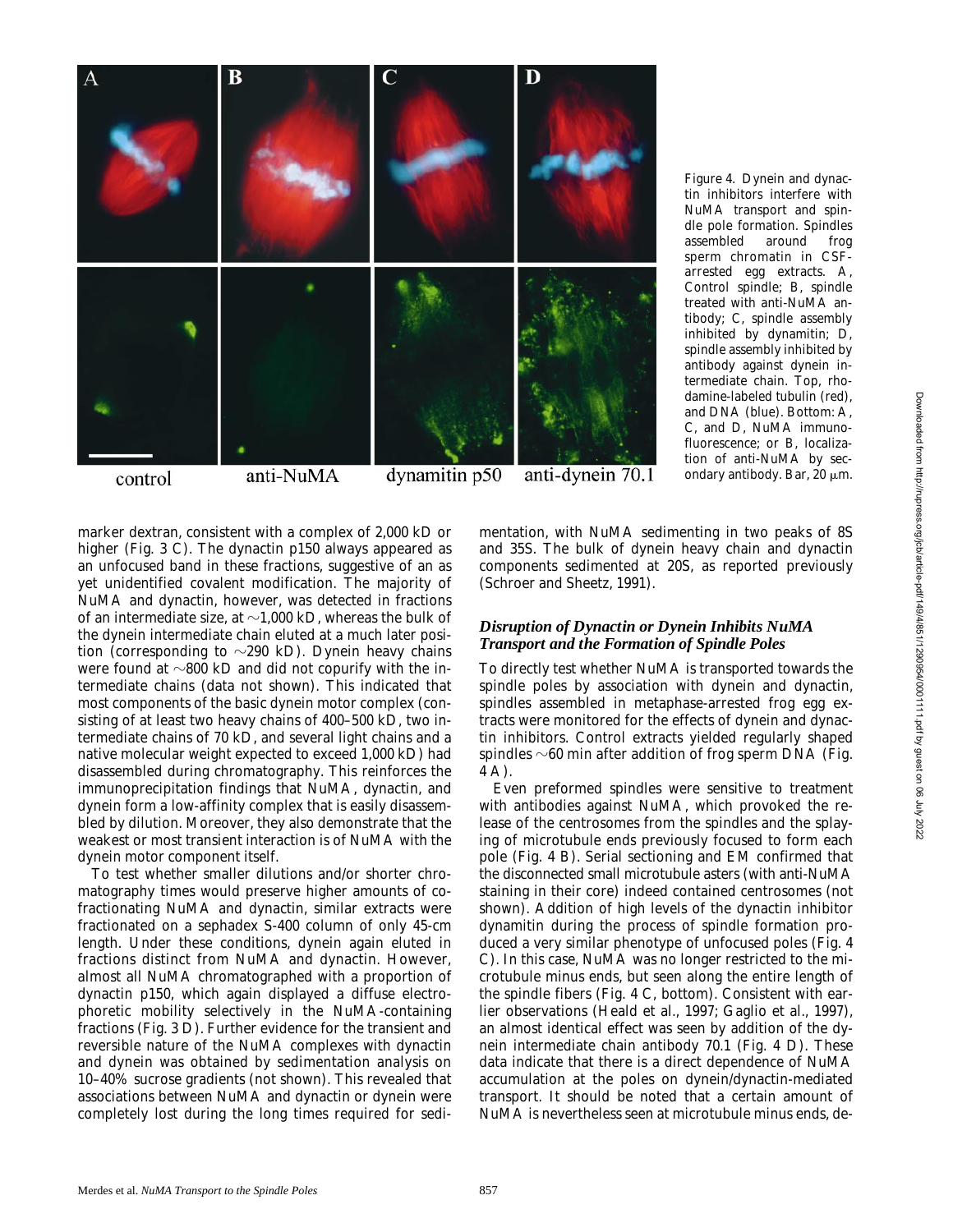Figure 4. Dynein and dynactin inhibitors interfere with NuMA transport and spindle pole formation. Spindles assembled around frog sperm chromatin in CSF-arrested egg extracts. A, Control spindle; B, spindle treated with anti-NuMA antibody; C, spindle assembly inhibited by dynamitin; D, spindle assembly inhibited by antibody against dynein intermediate chain. Top, rhodamine-labeled tubulin (red), and DNA (blue). Bottom: A, C, and D, NuMA immunofluorescence; or B, localization of anti-NuMA by secondary antibody. Bar, 20 μm.

marker dextran, consistent with a complex of 2,000 kD or higher (Fig. 3 C). The dynactin p150 always appeared as an unfocused band in these fractions, suggestive of an as yet unidentified covalent modification. The majority of NuMA and dynactin, however, was detected in fractions of an intermediate size, at ~1,000 kD, whereas the bulk of the dynein intermediate chain eluted at a much later position (corresponding to ~290 kD). Dynein heavy chains were found at ~800 kD and did not copurify with the intermediate chains (data not shown). This indicated that most components of the basic dynein motor complex (consisting of at least two heavy chains of 400–500 kD, two intermediate chains of 70 kD, and several light chains and a native molecular weight expected to exceed 1,000 kD) had disassembled during chromatography. This reinforces the immunoprecipitation findings that NuMA, dynactin, and dynein form a low-affinity complex that is easily disassembled by dilution. Moreover, they also demonstrate that the weakest or most transient interaction is of NuMA with the dynein motor component itself.

To test whether smaller dilutions and/or shorter chromatography times would preserve higher amounts of cofractionating NuMA and dynactin, similar extracts were fractionated on a sephadex S-400 column of only 45-cm length. Under these conditions, dynein again eluted in fractions distinct from NuMA and dynactin. However, almost all NuMA chromatographed with a proportion of dynactin p150, which again displayed a diffuse electrophoretic mobility selectively in the NuMA-containing fractions (Fig. 3 D). Further evidence for the transient and reversible nature of the NuMA complexes with dynactin and dynein was obtained by sedimentation analysis on 10–40% sucrose gradients (not shown). This revealed that associations between NuMA and dynactin or dynein were completely lost during the long times required for sedimentation, with NuMA sedimenting in two peaks of 8S and 35S. The bulk of dynein heavy chain and dynactin components sedimented at 20S, as reported previously (Schroer and Sheetz, 1991).

### *Disruption of Dynactin or Dynein Inhibits NuMA Transport and the Formation of Spindle Poles*

To directly test whether NuMA is transported towards the spindle poles by association with dynein and dynactin, spindles assembled in metaphase-arrested frog egg extracts were monitored for the effects of dynein and dynactin inhibitors. Control extracts yielded regularly shaped spindles ~60 min after addition of frog sperm DNA (Fig. 4 A).

Even preformed spindles were sensitive to treatment with antibodies against NuMA, which provoked the release of the centrosomes from the spindles and the splaying of microtubule ends previously focused to form each pole (Fig. 4 B). Serial sectioning and EM confirmed that the disconnected small microtubule asters (with anti-NuMA staining in their core) indeed contained centrosomes (not shown). Addition of high levels of the dynactin inhibitor dynamitin during the process of spindle formation produced a very similar phenotype of unfocused poles (Fig. 4 C). In this case, NuMA was no longer restricted to the microtubule minus ends, but seen along the entire length of the spindle fibers (Fig. 4 C, bottom). Consistent with earlier observations (Heald et al., 1997; Gaglio et al., 1997), an almost identical effect was seen by addition of the dynein intermediate chain antibody 70.1 (Fig. 4 D). These data indicate that there is a direct dependence of NuMA accumulation at the poles on dynein/dynactin-mediated transport. It should be noted that a certain amount of NuMA is nevertheless seen at microtubule minus ends, de-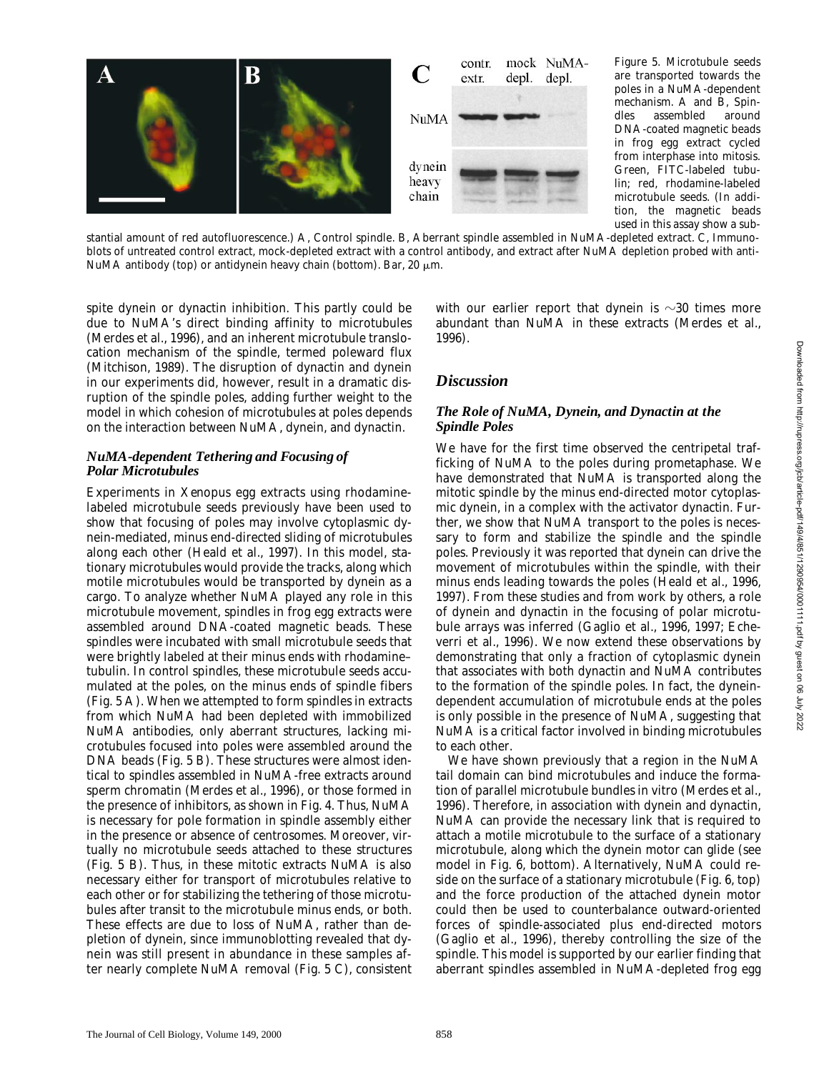Figure 5. Microtubule seeds are transported towards the poles in a NuMA-dependent mechanism. A and B, Spindles assembled around DNA-coated magnetic beads in frog egg extract cycled from interphase into mitosis. Green, FITC-labeled tubulin; red, rhodamine-labeled microtubule seeds. (In addition, the magnetic beads used in this assay show a substantial amount of red autofluorescence.) A, Control spindle. B, Aberrant spindle assembled in NuMA-depleted extract. C, Immunoblots of untreated control extract, mock-depleted extract with a control antibody, and extract after NuMA depletion probed with anti-NuMA antibody (top) or antidynein heavy chain (bottom). Bar, 20 μm.

spite dynein or dynactin inhibition. This partly could be due to NuMA's direct binding affinity to microtubules (Merdes et al., 1996), and an inherent microtubule translocation mechanism of the spindle, termed poleward flux (Mitchison, 1989). The disruption of dynactin and dynein in our experiments did, however, result in a dramatic disruption of the spindle poles, adding further weight to the model in which cohesion of microtubules at poles depends on the interaction between NuMA, dynein, and dynactin.

### *NuMA-dependent Tethering and Focusing of Polar Microtubules*

Experiments in Xenopus egg extracts using rhodamine-labeled microtubule seeds previously have been used to show that focusing of poles may involve cytoplasmic dynein-mediated, minus end-directed sliding of microtubules along each other (Heald et al., 1997). In this model, stationary microtubules would provide the tracks, along which motile microtubules would be transported by dynein as a cargo. To analyze whether NuMA played any role in this microtubule movement, spindles in frog egg extracts were assembled around DNA-coated magnetic beads. These spindles were incubated with small microtubule seeds that were brightly labeled at their minus ends with rhodamine–tubulin. In control spindles, these microtubule seeds accumulated at the poles, on the minus ends of spindle fibers (Fig. 5 A). When we attempted to form spindles in extracts from which NuMA had been depleted with immobilized NuMA antibodies, only aberrant structures, lacking microtubules focused into poles were assembled around the DNA beads (Fig. 5 B). These structures were almost identical to spindles assembled in NuMA-free extracts around sperm chromatin (Merdes et al., 1996), or those formed in the presence of inhibitors, as shown in Fig. 4. Thus, NuMA is necessary for pole formation in spindle assembly either in the presence or absence of centrosomes. Moreover, virtually no microtubule seeds attached to these structures (Fig. 5 B). Thus, in these mitotic extracts NuMA is also necessary either for transport of microtubules relative to each other or for stabilizing the tethering of those microtubules after transit to the microtubule minus ends, or both. These effects are due to loss of NuMA, rather than depletion of dynein, since immunoblotting revealed that dynein was still present in abundance in these samples after nearly complete NuMA removal (Fig. 5 C), consistent with our earlier report that dynein is ∼30 times more abundant than NuMA in these extracts (Merdes et al., 1996).

## *Discussion*

### *The Role of NuMA, Dynein, and Dynactin at the Spindle Poles*

We have for the first time observed the centripetal trafficking of NuMA to the poles during prometaphase. We have demonstrated that NuMA is transported along the mitotic spindle by the minus end-directed motor cytoplasmic dynein, in a complex with the activator dynactin. Further, we show that NuMA transport to the poles is necessary to form and stabilize the spindle and the spindle poles. Previously it was reported that dynein can drive the movement of microtubules within the spindle, with their minus ends leading towards the poles (Heald et al., 1996, 1997). From these studies and from work by others, a role of dynein and dynactin in the focusing of polar microtubule arrays was inferred (Gaglio et al., 1996, 1997; Echeverri et al., 1996). We now extend these observations by demonstrating that only a fraction of cytoplasmic dynein that associates with both dynactin and NuMA contributes to the formation of the spindle poles. In fact, the dynein-dependent accumulation of microtubule ends at the poles is only possible in the presence of NuMA, suggesting that NuMA is a critical factor involved in binding microtubules to each other.

We have shown previously that a region in the NuMA tail domain can bind microtubules and induce the formation of parallel microtubule bundles in vitro (Merdes et al., 1996). Therefore, in association with dynein and dynactin, NuMA can provide the necessary link that is required to attach a motile microtubule to the surface of a stationary microtubule, along which the dynein motor can glide (see model in Fig. 6, bottom). Alternatively, NuMA could reside on the surface of a stationary microtubule (Fig. 6, top) and the force production of the attached dynein motor could then be used to counterbalance outward-oriented forces of spindle-associated plus end-directed motors (Gaglio et al., 1996), thereby controlling the size of the spindle. This model is supported by our earlier finding that aberrant spindles assembled in NuMA-depleted frog egg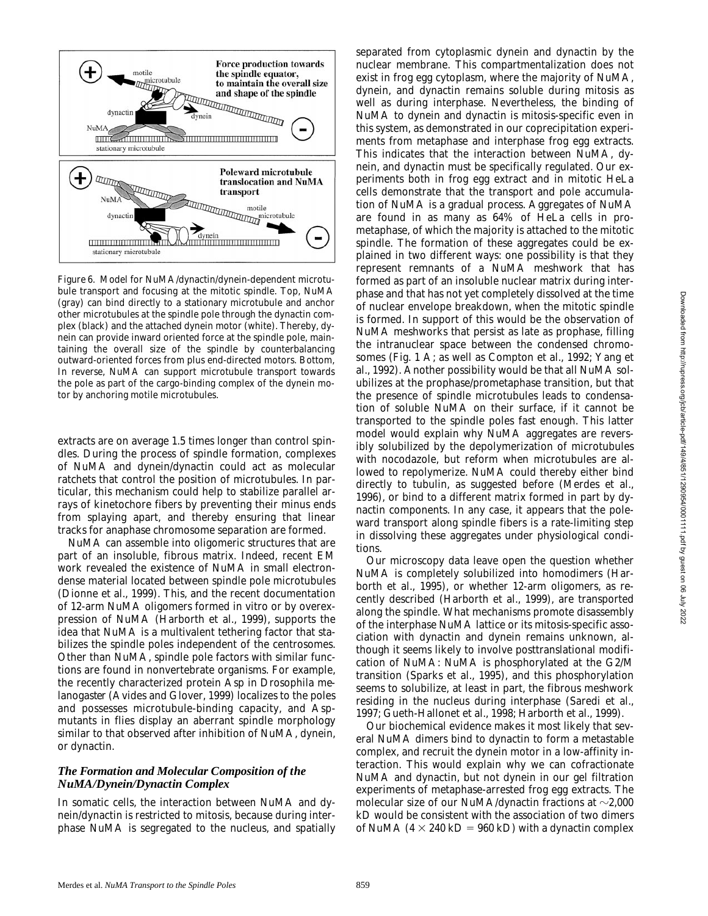Force production towards the spindle equator, to maintain the overall size and shape of the spindle

motile microtubule

dynactin

dynein

NuMA

stationary microtubule

Poleward microtubule translocation and NuMA transport

NuMA

dynactin

motile microtubule

dynein

stationary microtubule

Figure 6. Model for NuMA/dynactin/dynein-dependent microtubule transport and focusing at the mitotic spindle. Top, NuMA (gray) can bind directly to a stationary microtubule and anchor other microtubules at the spindle pole through the dynactin complex (black) and the attached dynein motor (white). Thereby, dynein can provide inward oriented force at the spindle pole, maintaining the overall size of the spindle by counterbalancing outward-oriented forces from plus end-directed motors. Bottom, In reverse, NuMA can support microtubule transport towards the pole as part of the cargo-binding complex of the dynein motor by anchoring motile microtubules.

extracts are on average 1.5 times longer than control spindles. During the process of spindle formation, complexes of NuMA and dynein/dynactin could act as molecular ratchets that control the position of microtubules. In particular, this mechanism could help to stabilize parallel arrays of kinetochore fibers by preventing their minus ends from splaying apart, and thereby ensuring that linear tracks for anaphase chromosome separation are formed.

NuMA can assemble into oligomeric structures that are part of an insoluble, fibrous matrix. Indeed, recent EM work revealed the existence of NuMA in small electron-dense material located between spindle pole microtubules (Dionne et al., 1999). This, and the recent documentation of 12-arm NuMA oligomers formed in vitro or by overexpression of NuMA (Harborth et al., 1999), supports the idea that NuMA is a multivalent tethering factor that stabilizes the spindle poles independent of the centrosomes. Other than NuMA, spindle pole factors with similar functions are found in nonvertebrate organisms. For example, the recently characterized protein Asp in *Drosophila melanogaster* (Avides and Glover, 1999) localizes to the poles and possesses microtubule-binding capacity, and Asp-mutants in flies display an aberrant spindle morphology similar to that observed after inhibition of NuMA, dynein, or dynactin.

### *The Formation and Molecular Composition of the NuMA/Dynein/Dynactin Complex*

In somatic cells, the interaction between NuMA and dynein/dynactin is restricted to mitosis, because during interphase NuMA is segregated to the nucleus, and spatially separated from cytoplasmic dynein and dynactin by the nuclear membrane. This compartmentalization does not exist in frog egg cytoplasm, where the majority of NuMA, dynein, and dynactin remains soluble during mitosis as well as during interphase. Nevertheless, the binding of NuMA to dynein and dynactin is mitosis-specific even in this system, as demonstrated in our coprecipitation experiments from metaphase and interphase frog egg extracts. This indicates that the interaction between NuMA, dynein, and dynactin must be specifically regulated. Our experiments both in frog egg extract and in mitotic HeLa cells demonstrate that the transport and pole accumulation of NuMA is a gradual process. Aggregates of NuMA are found in as many as 64% of HeLa cells in prometaphase, of which the majority is attached to the mitotic spindle. The formation of these aggregates could be explained in two different ways: one possibility is that they represent remnants of a NuMA meshwork that has formed as part of an insoluble nuclear matrix during interphase and that has not yet completely dissolved at the time of nuclear envelope breakdown, when the mitotic spindle is formed. In support of this would be the observation of NuMA meshworks that persist as late as prophase, filling the intranuclear space between the condensed chromosomes (Fig. 1 A; as well as Compton et al., 1992; Yang et al., 1992). Another possibility would be that all NuMA solubilizes at the prophase/prometaphase transition, but that the presence of spindle microtubules leads to condensation of soluble NuMA on their surface, if it cannot be transported to the spindle poles fast enough. This latter model would explain why NuMA aggregates are reversibly solubilized by the depolymerization of microtubules with nocodazole, but reform when microtubules are allowed to repolymerize. NuMA could thereby either bind directly to tubulin, as suggested before (Merdes et al., 1996), or bind to a different matrix formed in part by dynactin components. In any case, it appears that the poleward transport along spindle fibers is a rate-limiting step in dissolving these aggregates under physiological conditions.

Our microscopy data leave open the question whether NuMA is completely solubilized into homodimers (Harborth et al., 1995), or whether 12-arm oligomers, as recently described (Harborth et al., 1999), are transported along the spindle. What mechanisms promote disassembly of the interphase NuMA lattice or its mitosis-specific association with dynactin and dynein remains unknown, although it seems likely to involve posttranslational modification of NuMA: NuMA is phosphorylated at the G2/M transition (Sparks et al., 1995), and this phosphorylation seems to solubilize, at least in part, the fibrous meshwork residing in the nucleus during interphase (Saredi et al., 1997; Gueth-Hallonet et al., 1998; Harborth et al., 1999).

Our biochemical evidence makes it most likely that several NuMA dimers bind to dynactin to form a metastable complex, and recruit the dynein motor in a low-affinity interaction. This would explain why we can cofractionate NuMA and dynactin, but not dynein in our gel filtration experiments of metaphase-arrested frog egg extracts. The molecular size of our NuMA/dynactin fractions at ~2,000 kD would be consistent with the association of two dimers of NuMA ($4 \times 240$ kD $= 960$ kD) with a dynactin complex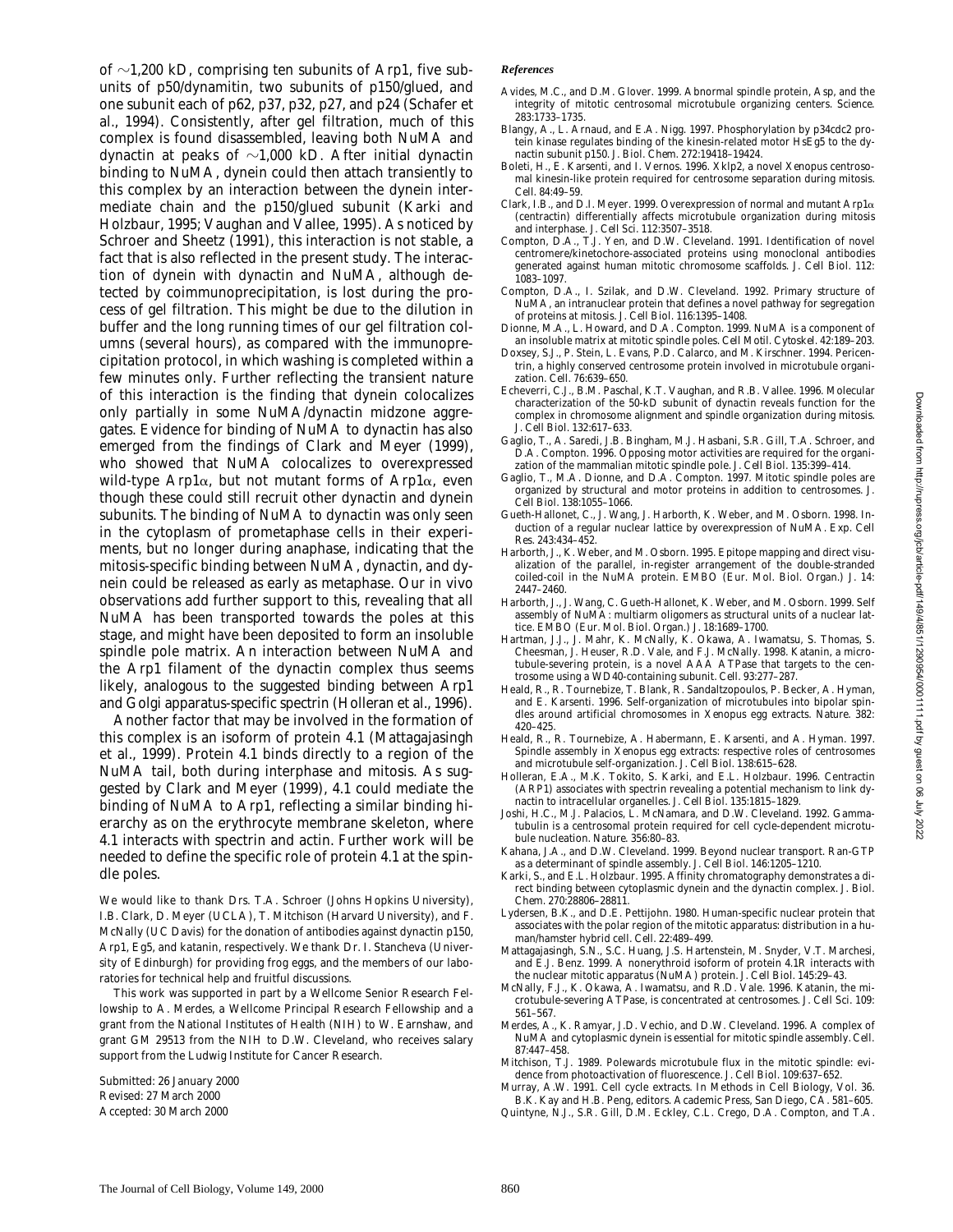of ~1,200 kD, comprising ten subunits of Arp1, five subunits of p50/dynamitin, two subunits of p150/glued, and one subunit each of p62, p37, p32, p27, and p24 (Schafer et al., 1994). Consistently, after gel filtration, much of this complex is found disassembled, leaving both NuMA and dynactin at peaks of ~1,000 kD. After initial dynactin binding to NuMA, dynein could then attach transiently to this complex by an interaction between the dynein intermediate chain and the p150/glued subunit (Karki and Holzbaur, 1995; Vaughan and Vallee, 1995). As noticed by Schroer and Sheetz (1991), this interaction is not stable, a fact that is also reflected in the present study. The interaction of dynein with dynactin and NuMA, although detected by coimmunoprecipitation, is lost during the process of gel filtration. This might be due to the dilution in buffer and the long running times of our gel filtration columns (several hours), as compared with the immunoprecipitation protocol, in which washing is completed within a few minutes only. Further reflecting the transient nature of this interaction is the finding that dynein colocalizes only partially in some NuMA/dynactin midzone aggregates. Evidence for binding of NuMA to dynactin has also emerged from the findings of Clark and Meyer (1999), who showed that NuMA colocalizes to overexpressed wild-type Arp1α, but not mutant forms of Arp1α, even though these could still recruit other dynactin and dynein subunits. The binding of NuMA to dynactin was only seen in the cytoplasm of prometaphase cells in their experiments, but no longer during anaphase, indicating that the mitosis-specific binding between NuMA, dynactin, and dynein could be released as early as metaphase. Our in vivo observations add further support to this, revealing that all NuMA has been transported towards the poles at this stage, and might have been deposited to form an insoluble spindle pole matrix. An interaction between NuMA and the Arp1 filament of the dynactin complex thus seems likely, analogous to the suggested binding between Arp1 and Golgi apparatus-specific spectrin (Holleran et al., 1996).

Another factor that may be involved in the formation of this complex is an isoform of protein 4.1 (Mattagajasingh et al., 1999). Protein 4.1 binds directly to a region of the NuMA tail, both during interphase and mitosis. As suggested by Clark and Meyer (1999), 4.1 could mediate the binding of NuMA to Arp1, reflecting a similar binding hierarchy as on the erythrocyte membrane skeleton, where 4.1 interacts with spectrin and actin. Further work will be needed to define the specific role of protein 4.1 at the spindle poles.

We would like to thank Drs. T.A. Schroer (Johns Hopkins University), I.B. Clark, D. Meyer (UCLA), T. Mitchison (Harvard University), and F. McNally (UC Davis) for the donation of antibodies against dynactin p150, Arp1, Eg5, and katanin, respectively. We thank Dr. I. Stancheva (University of Edinburgh) for providing frog eggs, and the members of our laboratories for technical help and fruitful discussions.

This work was supported in part by a Wellcome Senior Research Fellowship to A. Merdes, a Wellcome Principal Research Fellowship and a grant from the National Institutes of Health (NIH) to W. Earnshaw, and grant GM 29513 from the NIH to D.W. Cleveland, who receives salary support from the Ludwig Institute for Cancer Research.

Submitted: 26 January 2000
Revised: 27 March 2000
Accepted: 30 March 2000

## References

Avides, M.C., and D.M. Glover. 1999. Abnormal spindle protein, Asp, and the integrity of mitotic centrosomal microtubule organizing centers. *Science.* 283:1733–1735.

Blangy, A., L. Arnaud, and E.A. Nigg. 1997. Phosphorylation by p34cdc2 protein kinase regulates binding of the kinesin-related motor HsEg5 to the dynactin subunit p150. *J. Biol. Chem.* 272:19418–19424.

Boleti, H., E. Karsenti, and I. Vernos. 1996. Xklp2, a novel Xenopus centrosomal kinesin-like protein required for centrosome separation during mitosis. *Cell.* 84:49–59.

Clark, I.B., and D.I. Meyer. 1999. Overexpression of normal and mutant Arp1α (centractin) differentially affects microtubule organization during mitosis and interphase. *J. Cell Sci.* 112:3507–3518.

Compton, D.A., T.J. Yen, and D.W. Cleveland. 1991. Identification of novel centromere/kinetochore-associated proteins using monoclonal antibodies generated against human mitotic chromosome scaffolds. *J. Cell Biol.* 112:1083–1097.

Compton, D.A., I. Szilak, and D.W. Cleveland. 1992. Primary structure of NuMA, an intranuclear protein that defines a novel pathway for segregation of proteins at mitosis. *J. Cell Biol.* 116:1395–1408.

Dionne, M.A., L. Howard, and D.A. Compton. 1999. NuMA is a component of an insoluble matrix at mitotic spindle poles. *Cell Motil. Cytoskel.* 42:189–203.

Doxsey, S.J., P. Stein, L. Evans, P.D. Calarco, and M. Kirschner. 1994. Pericentrin, a highly conserved centrosome protein involved in microtubule organization. *Cell.* 76:639–650.

Echeverri, C.J., B.M. Paschal, K.T. Vaughan, and R.B. Vallee. 1996. Molecular characterization of the 50-kD subunit of dynactin reveals function for the complex in chromosome alignment and spindle organization during mitosis. *J. Cell Biol.* 132:617–633.

Gaglio, T., A. Saredi, J.B. Bingham, M.J. Hasbani, S.R. Gill, T.A. Schroer, and D.A. Compton. 1996. Opposing motor activities are required for the organization of the mammalian mitotic spindle pole. *J. Cell Biol.* 135:399–414.

Gaglio, T., M.A. Dionne, and D.A. Compton. 1997. Mitotic spindle poles are organized by structural and motor proteins in addition to centrosomes. *J. Cell Biol.* 138:1055–1066.

Gueth-Hallonet, C., J. Wang, J. Harborth, K. Weber, and M. Osborn. 1998. Induction of a regular nuclear lattice by overexpression of NuMA. *Exp. Cell Res.* 243:434–452.

Harborth, J., K. Weber, and M. Osborn. 1995. Epitope mapping and direct visualization of the parallel, in-register arrangement of the double-stranded coiled-coil in the NuMA protein. *EMBO (Eur. Mol. Biol. Organ.) J.* 14:2447–2460.

Harborth, J., J. Wang, C. Gueth-Hallonet, K. Weber, and M. Osborn. 1999. Self assembly of NuMA: multiarm oligomers as structural units of a nuclear lattice. *EMBO (Eur. Mol. Biol. Organ.) J.* 18:1689–1700.

Hartman, J.J., J. Mahr, K. McNally, K. Okawa, A. Iwamatsu, S. Thomas, S. Cheesman, J. Heuser, R.D. Vale, and F.J. McNally. 1998. Katanin, a microtubule-severing protein, is a novel AAA ATPase that targets to the centrosome using a WD40-containing subunit. *Cell.* 93:277–287.

Heald, R., R. Tournebize, T. Blank, R. Sandaltzopoulos, P. Becker, A. Hyman, and E. Karsenti. 1996. Self-organization of microtubules into bipolar spindles around artificial chromosomes in Xenopus egg extracts. *Nature.* 382:420–425.

Heald, R., R. Tournebize, A. Habermann, E. Karsenti, and A. Hyman. 1997. Spindle assembly in Xenopus egg extracts: respective roles of centrosomes and microtubule self-organization. *J. Cell Biol.* 138:615–628.

Holleran, E.A., M.K. Tokito, S. Karki, and E.L. Holzbaur. 1996. Centractin (ARP1) associates with spectrin revealing a potential mechanism to link dynactin to intracellular organelles. *J. Cell Biol.* 135:1815–1829.

Joshi, H.C., M.J. Palacios, L. McNamara, and D.W. Cleveland. 1992. Gamma-tubulin is a centrosomal protein required for cell cycle-dependent microtubule nucleation. *Nature.* 356:80–83.

Kahana, J.A., and D.W. Cleveland. 1999. Beyond nuclear transport. Ran-GTP as a determinant of spindle assembly. *J. Cell Biol.* 146:1205–1210.

Karki, S., and E.L. Holzbaur. 1995. Affinity chromatography demonstrates a direct binding between cytoplasmic dynein and the dynactin complex. *J. Biol. Chem.* 270:28806–28811.

Lydersen, B.K., and D.E. Pettijohn. 1980. Human-specific nuclear protein that associates with the polar region of the mitotic apparatus: distribution in a human/hamster hybrid cell. *Cell.* 22:489–499.

Mattagajasingh, S.N., S.C. Huang, J.S. Hartenstein, M. Snyder, V.T. Marchesi, and E.J. Benz. 1999. A nonerythroid isoform of protein 4.1R interacts with the nuclear mitotic apparatus (NuMA) protein. *J. Cell Biol.* 145:29–43.

McNally, F.J., K. Okawa, A. Iwamatsu, and R.D. Vale. 1996. Katanin, the microtubule-severing ATPase, is concentrated at centrosomes. *J. Cell Sci.* 109:561–567.

Merdes, A., K. Ramyar, J.D. Vechio, and D.W. Cleveland. 1996. A complex of NuMA and cytoplasmic dynein is essential for mitotic spindle assembly. *Cell.* 87:447–458.

Mitchison, T.J. 1989. Polewards microtubule flux in the mitotic spindle: evidence from photoactivation of fluorescence. *J. Cell Biol.* 109:637–652.

Murray, A.W. 1991. Cell cycle extracts. *In* Methods in Cell Biology, Vol. 36. B.K. Kay and H.B. Peng, editors. Academic Press, San Diego, CA. 581–605.

Quintyne, N.J., S.R. Gill, D.M. Eckley, C.L. Crego, D.A. Compton, and T.A.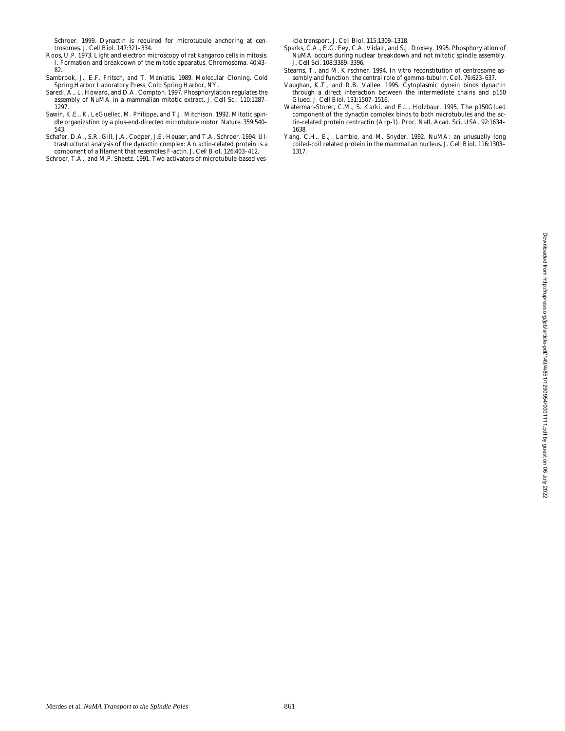Schroer. 1999. Dynactin is required for microtubule anchoring at centrosomes. J. Cell Biol. 147:321–334.

Roos, U.P. 1973. Light and electron microscopy of rat kangaroo cells in mitosis. I. Formation and breakdown of the mitotic apparatus. Chromosoma. 40:43–82.

Sambrook, J., E.F. Fritsch, and T. Maniatis. 1989. Molecular Cloning. Cold Spring Harbor Laboratory Press, Cold Spring Harbor, NY.

Saredi, A., L. Howard, and D.A. Compton. 1997. Phosphorylation regulates the assembly of NuMA in a mammalian mitotic extract. J. Cell Sci. 110:1287–1297.

Sawin, K.E., K. LeGuellec, M. Philippe, and T.J. Mitchison. 1992. Mitotic spindle organization by a plus-end-directed microtubule motor. Nature. 359:540–543.

Schafer, D.A., S.R. Gill, J.A. Cooper, J.E. Heuser, and T.A. Schroer. 1994. Ultrastructural analysis of the dynactin complex: An actin-related protein is a component of a filament that resembles F-actin. J. Cell Biol. 126:403–412.

Schroer, T.A., and M.P. Sheetz. 1991. Two activators of microtubule-based vesicle transport. J. Cell Biol. 115:1309–1318.

Sparks, C.A., E.G. Fey, C.A. Vidair, and S.J. Doxsey. 1995. Phosphorylation of NuMA occurs during nuclear breakdown and not mitotic spindle assembly. J. Cell Sci. 108:3389–3396.

Stearns, T., and M. Kirschner. 1994. In vitro reconstitution of centrosome assembly and function: the central role of gamma-tubulin. Cell. 76:623–637.

Vaughan, K.T., and R.B. Vallee. 1995. Cytoplasmic dynein binds dynactin through a direct interaction between the intermediate chains and p150 Glued. J. Cell Biol. 131:1507–1516.

Waterman-Storer, C.M., S. Karki, and E.L. Holzbaur. 1995. The p150Glued component of the dynactin complex binds to both microtubules and the actin-related protein centractin (Arp-1). Proc. Natl. Acad. Sci. USA. 92:1634–1638.

Yang, C.H., E.J. Lambie, and M. Snyder. 1992. NuMA: an unusually long coiled-coil related protein in the mammalian nucleus. J. Cell Biol. 116:1303–1317.